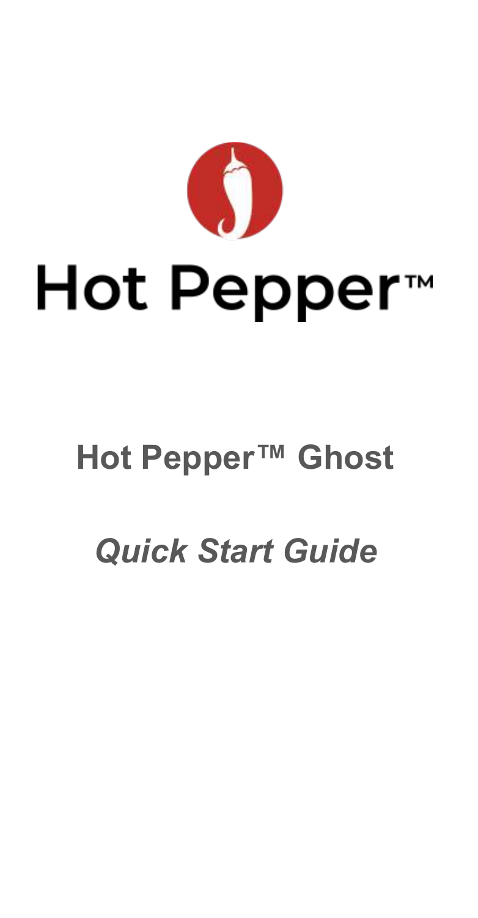Hot Pepper™

# Hot Pepper™ Ghost

## *Quick Start Guide*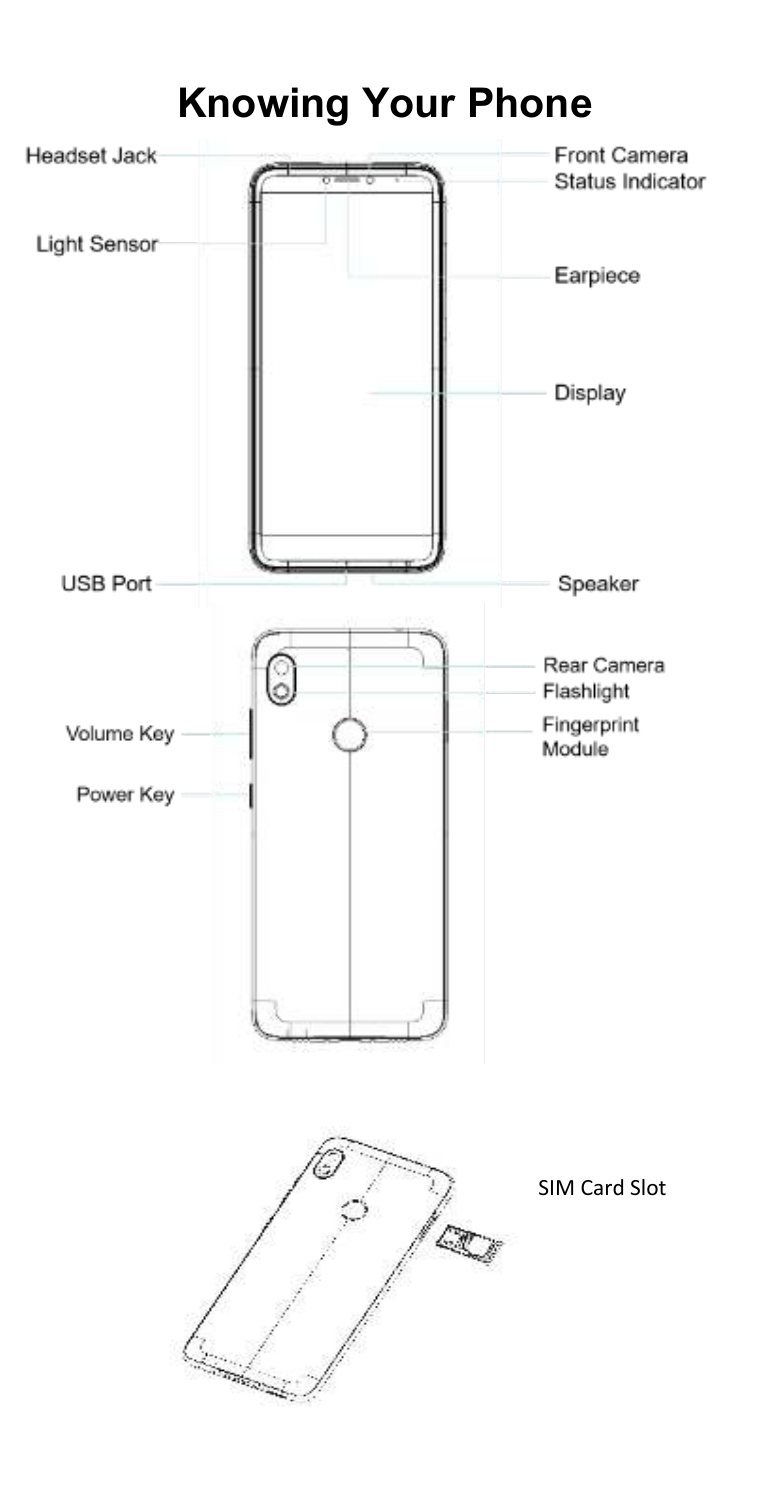# Knowing Your Phone

- Headset Jack
- Front Camera
- Status Indicator
- Light Sensor
- Earpiece
- Display
- USB Port
- Speaker
- Rear Camera
- Flashlight
- Volume Key
- Fingerprint Module
- Power Key

SIM Card Slot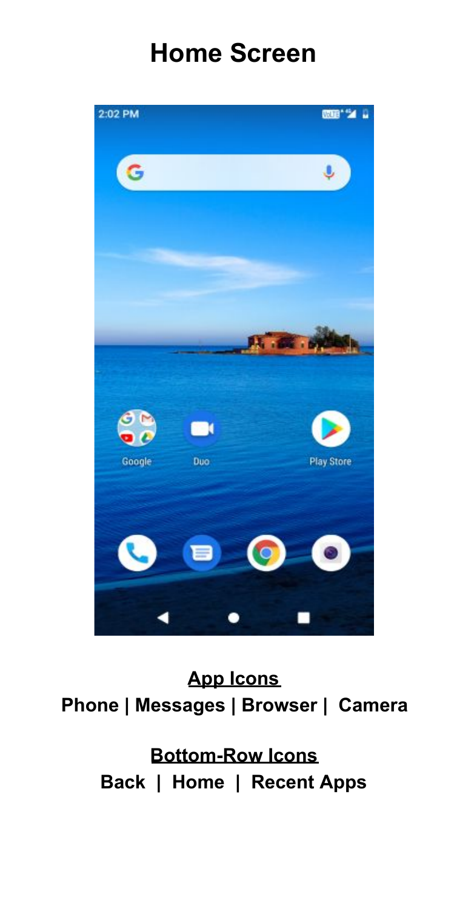# Home Screen

**App Icons**

**Phone | Messages | Browser | Camera**

**Bottom-Row Icons**

**Back | Home | Recent Apps**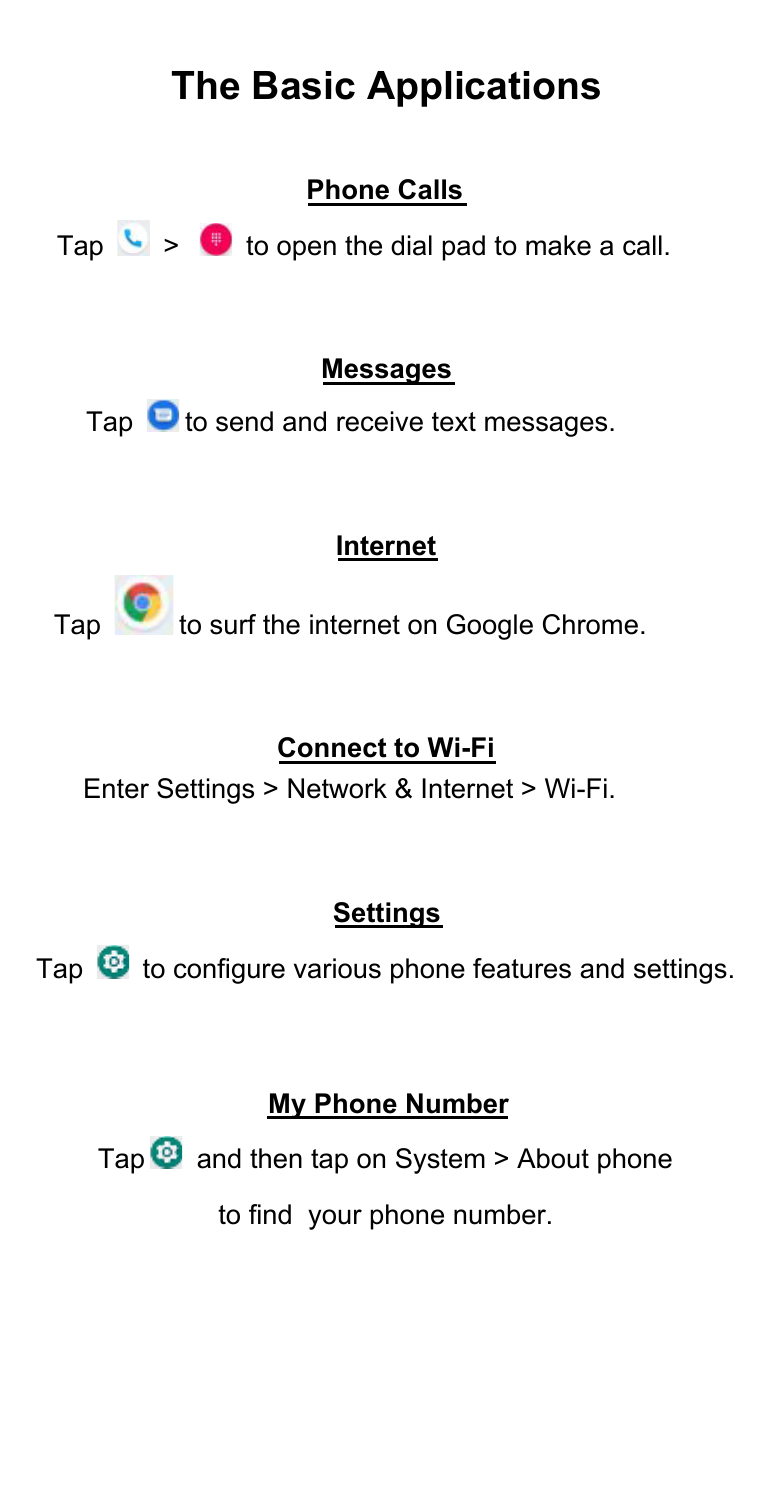# The Basic Applications

## Phone Calls

Tap > to open the dial pad to make a call.

## Messages

Tap to send and receive text messages.

## Internet

Tap to surf the internet on Google Chrome.

## Connect to Wi-Fi

Enter Settings > Network & Internet > Wi-Fi.

## Settings

Tap to configure various phone features and settings.

## My Phone Number

Tap and then tap on System > About phone to find your phone number.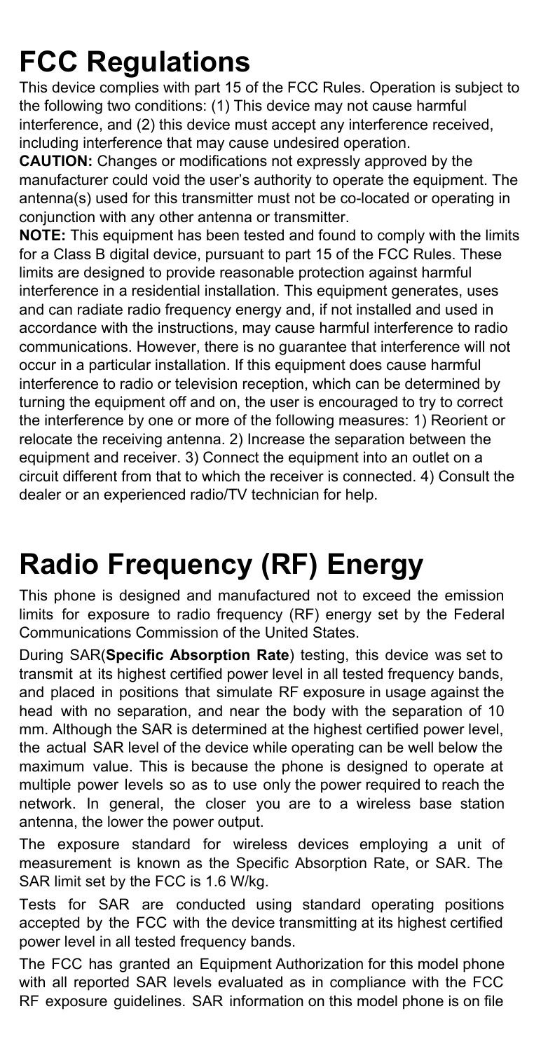# FCC Regulations

This device complies with part 15 of the FCC Rules. Operation is subject to the following two conditions: (1) This device may not cause harmful interference, and (2) this device must accept any interference received, including interference that may cause undesired operation.

**CAUTION:** Changes or modifications not expressly approved by the manufacturer could void the user's authority to operate the equipment. The antenna(s) used for this transmitter must not be co-located or operating in conjunction with any other antenna or transmitter.

**NOTE:** This equipment has been tested and found to comply with the limits for a Class B digital device, pursuant to part 15 of the FCC Rules. These limits are designed to provide reasonable protection against harmful interference in a residential installation. This equipment generates, uses and can radiate radio frequency energy and, if not installed and used in accordance with the instructions, may cause harmful interference to radio communications. However, there is no guarantee that interference will not occur in a particular installation. If this equipment does cause harmful interference to radio or television reception, which can be determined by turning the equipment off and on, the user is encouraged to try to correct the interference by one or more of the following measures: 1) Reorient or relocate the receiving antenna. 2) Increase the separation between the equipment and receiver. 3) Connect the equipment into an outlet on a circuit different from that to which the receiver is connected. 4) Consult the dealer or an experienced radio/TV technician for help.

# Radio Frequency (RF) Energy

This phone is designed and manufactured not to exceed the emission limits for exposure to radio frequency (RF) energy set by the Federal Communications Commission of the United States.

During SAR(**Specific Absorption Rate**) testing, this device was set to transmit at its highest certified power level in all tested frequency bands, and placed in positions that simulate RF exposure in usage against the head with no separation, and near the body with the separation of 10 mm. Although the SAR is determined at the highest certified power level, the actual SAR level of the device while operating can be well below the maximum value. This is because the phone is designed to operate at multiple power levels so as to use only the power required to reach the network. In general, the closer you are to a wireless base station antenna, the lower the power output.

The exposure standard for wireless devices employing a unit of measurement is known as the Specific Absorption Rate, or SAR. The SAR limit set by the FCC is 1.6 W/kg.

Tests for SAR are conducted using standard operating positions accepted by the FCC with the device transmitting at its highest certified power level in all tested frequency bands.

The FCC has granted an Equipment Authorization for this model phone with all reported SAR levels evaluated as in compliance with the FCC RF exposure guidelines. SAR information on this model phone is on file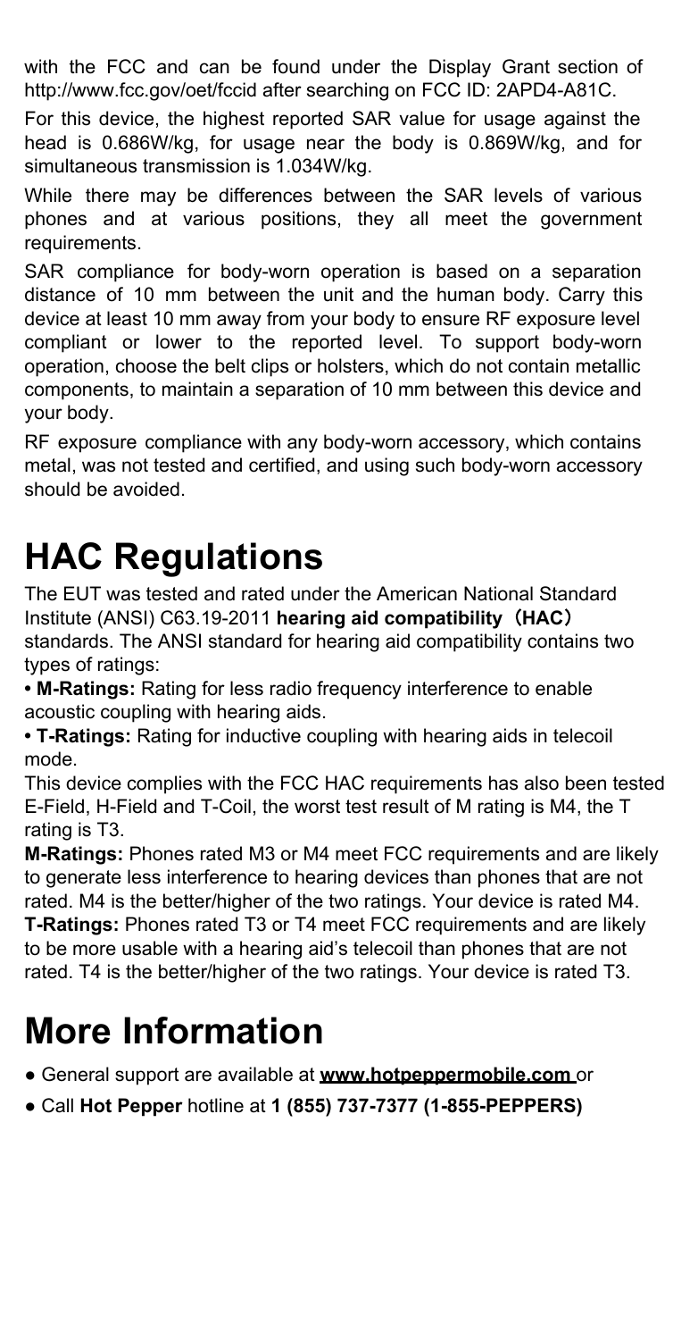with the FCC and can be found under the Display Grant section of http://www.fcc.gov/oet/fccid after searching on FCC ID: 2APD4-A81C.

For this device, the highest reported SAR value for usage against the head is 0.686W/kg, for usage near the body is 0.869W/kg, and for simultaneous transmission is 1.034W/kg.

While there may be differences between the SAR levels of various phones and at various positions, they all meet the government requirements.

SAR compliance for body-worn operation is based on a separation distance of 10 mm between the unit and the human body. Carry this device at least 10 mm away from your body to ensure RF exposure level compliant or lower to the reported level. To support body-worn operation, choose the belt clips or holsters, which do not contain metallic components, to maintain a separation of 10 mm between this device and your body.

RF exposure compliance with any body-worn accessory, which contains metal, was not tested and certified, and using such body-worn accessory should be avoided.

# HAC Regulations

The EUT was tested and rated under the American National Standard Institute (ANSI) C63.19-2011 **hearing aid compatibility（HAC）** standards. The ANSI standard for hearing aid compatibility contains two types of ratings:

- **M-Ratings:** Rating for less radio frequency interference to enable acoustic coupling with hearing aids.
- **T-Ratings:** Rating for inductive coupling with hearing aids in telecoil mode.

This device complies with the FCC HAC requirements has also been tested E-Field, H-Field and T-Coil, the worst test result of M rating is M4, the T rating is T3.

**M-Ratings:** Phones rated M3 or M4 meet FCC requirements and are likely to generate less interference to hearing devices than phones that are not rated. M4 is the better/higher of the two ratings. Your device is rated M4.

**T-Ratings:** Phones rated T3 or T4 meet FCC requirements and are likely to be more usable with a hearing aid's telecoil than phones that are not rated. T4 is the better/higher of the two ratings. Your device is rated T3.

# More Information

- General support are available at **www.hotpeppermobile.com** or
- Call **Hot Pepper** hotline at **1 (855) 737-7377 (1-855-PEPPERS)**